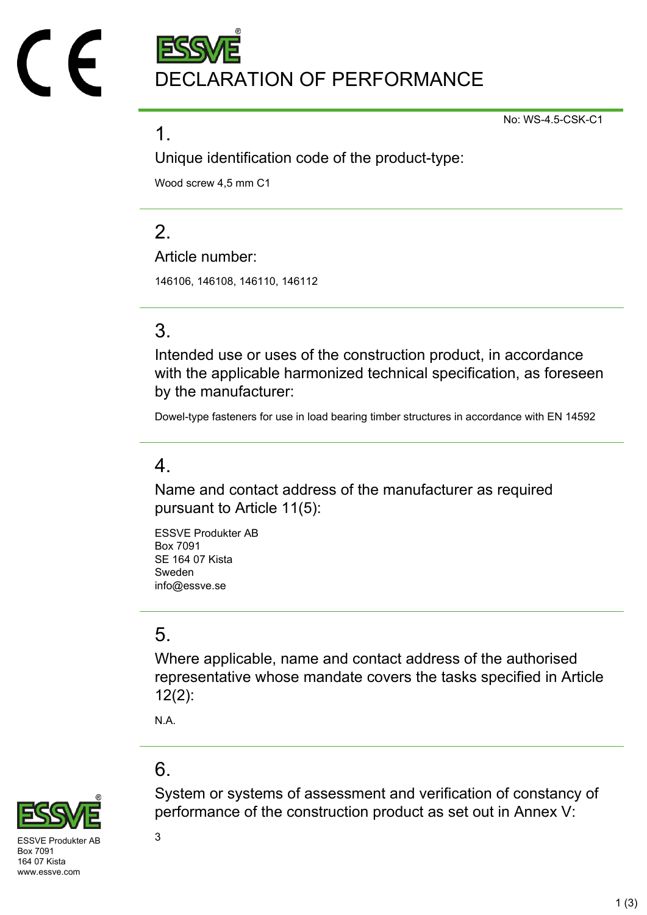# DECLARATION OF PERFORMANCE

No: WS-4.5-CSK-C1

## 1.

### Unique identification code of the product-type:

Wood screw 4,5 mm C1

## 2.

### Article number:

146106, 146108, 146110, 146112

## 3.

### Intended use or uses of the construction product, in accordance with the applicable harmonized technical specification, as foreseen by the manufacturer:

Dowel-type fasteners for use in load bearing timber structures in accordance with EN 14592

## 4.

### Name and contact address of the manufacturer as required pursuant to Article 11(5):

ESSVE Produkter AB
Box 7091
SE 164 07 Kista
Sweden
info@essve.se

## 5.

### Where applicable, name and contact address of the authorised representative whose mandate covers the tasks specified in Article 12(2):

N.A.

## 6.

### System or systems of assessment and verification of constancy of performance of the construction product as set out in Annex V:

3

ESSVE Produkter AB
Box 7091
164 07 Kista
www.essve.com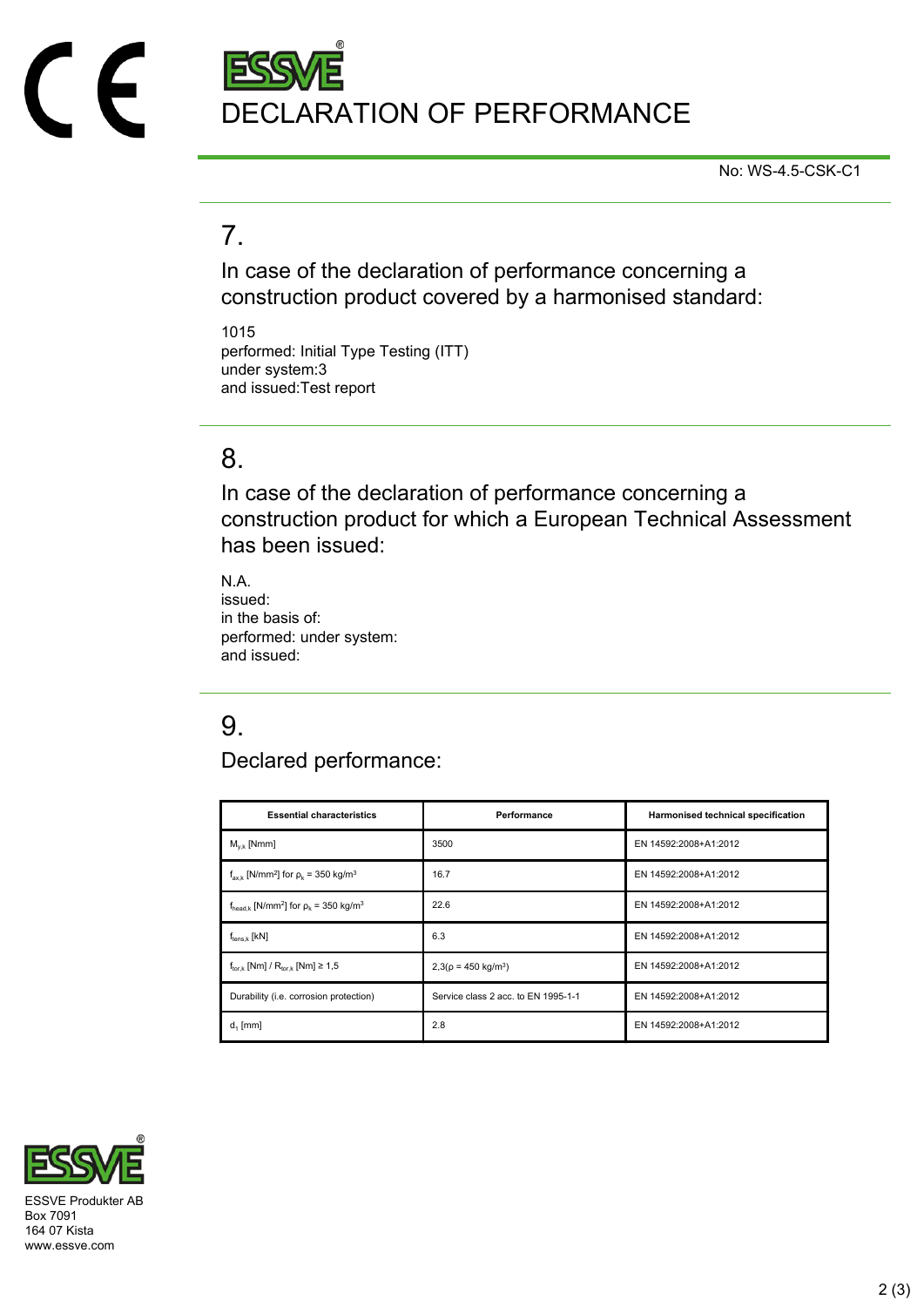# DECLARATION OF PERFORMANCE

No: WS-4.5-CSK-C1

## 7.

In case of the declaration of performance concerning a construction product covered by a harmonised standard:

1015
performed: Initial Type Testing (ITT)
under system:3
and issued:Test report

## 8.

In case of the declaration of performance concerning a construction product for which a European Technical Assessment has been issued:

N.A.
issued:
in the basis of:
performed: under system:
and issued:

## 9.

Declared performance:

| Essential characteristics | Performance | Harmonised technical specification |
| --- | --- | --- |
| $M_{y,k}$ [Nmm] | 3500 | EN 14592:2008+A1:2012 |
| $f_{ax,k}$ [N/mm²] for $\rho_k$ = 350 kg/m³ | 16.7 | EN 14592:2008+A1:2012 |
| $f_{head,k}$ [N/mm²] for $\rho_k$ = 350 kg/m³ | 22.6 | EN 14592:2008+A1:2012 |
| $f_{tens,k}$ [kN] | 6.3 | EN 14592:2008+A1:2012 |
| $f_{tor,k}$ [Nm] / $R_{tor,k}$ [Nm] ≥ 1,5 | 2,3(ρ = 450 kg/m³) | EN 14592:2008+A1:2012 |
| Durability (i.e. corrosion protection) | Service class 2 acc. to EN 1995-1-1 | EN 14592:2008+A1:2012 |
| $d_1$ [mm] | 2.8 | EN 14592:2008+A1:2012 |

ESSVE Produkter AB
Box 7091
164 07 Kista
www.essve.com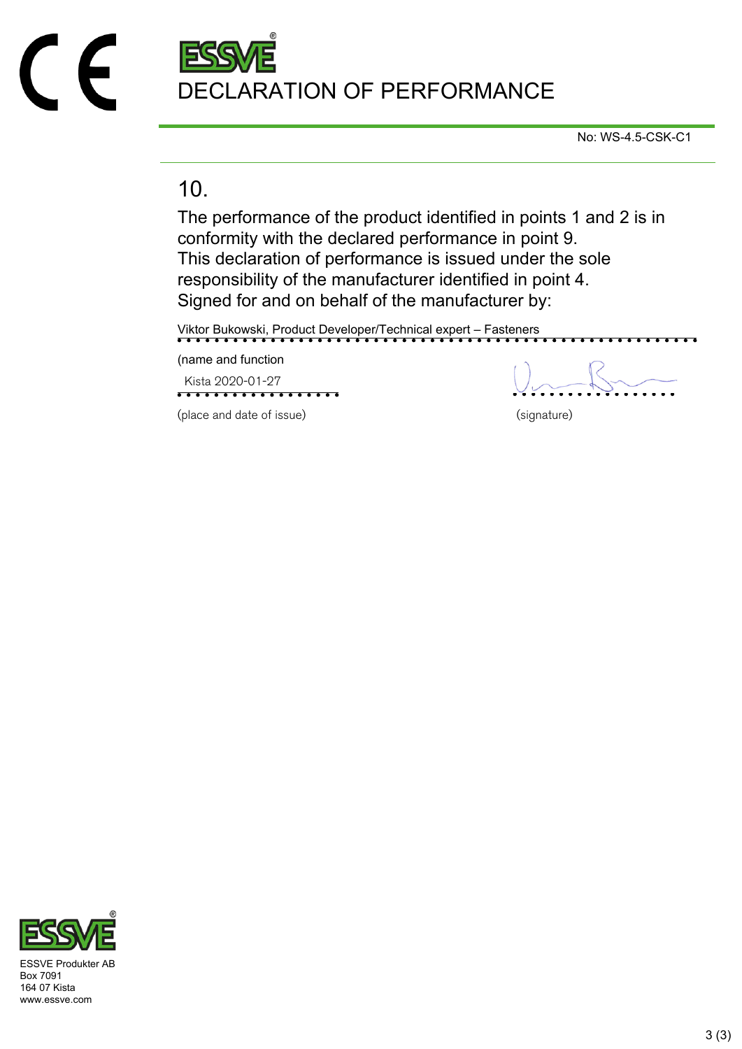# DECLARATION OF PERFORMANCE

No: WS-4.5-CSK-C1

## 10.

The performance of the product identified in points 1 and 2 is in conformity with the declared performance in point 9.
This declaration of performance is issued under the sole responsibility of the manufacturer identified in point 4.
Signed for and on behalf of the manufacturer by:

Viktor Bukowski, Product Developer/Technical expert – Fasteners

(name and function

Kista 2020-01-27

(place and date of issue)

(signature)

ESSVE Produkter AB
Box 7091
164 07 Kista
www.essve.com